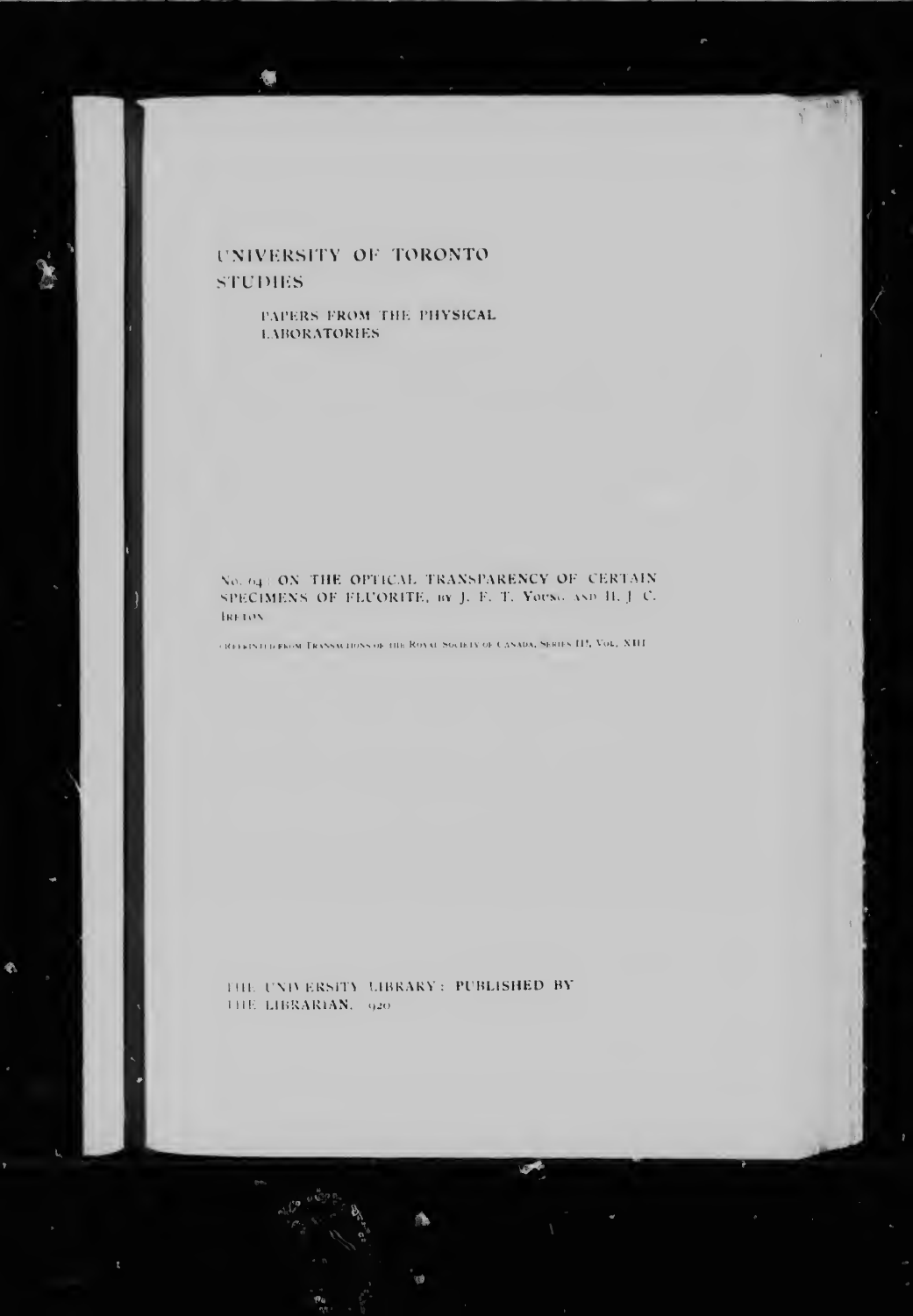# UNIVERSITY OF TORONTO STUDIES

## PAPERS FROM THE PHYSICAL LABORATORIES

No. 64: ON THE OPTICAL TRANSPARENCY OF CERTAIN SPECIMENS OF FLUORITE, BY J. F. T. YOUNG AND H. J. C. IRETON

(REPRINTED FROM TRANSACTIONS OF THE ROYAL SOCIETY OF CANADA, SERIES III, VOL. XIII

THE UNIVERSITY LIBRARY: PUBLISHED BY THE LIBRARIAN, 1920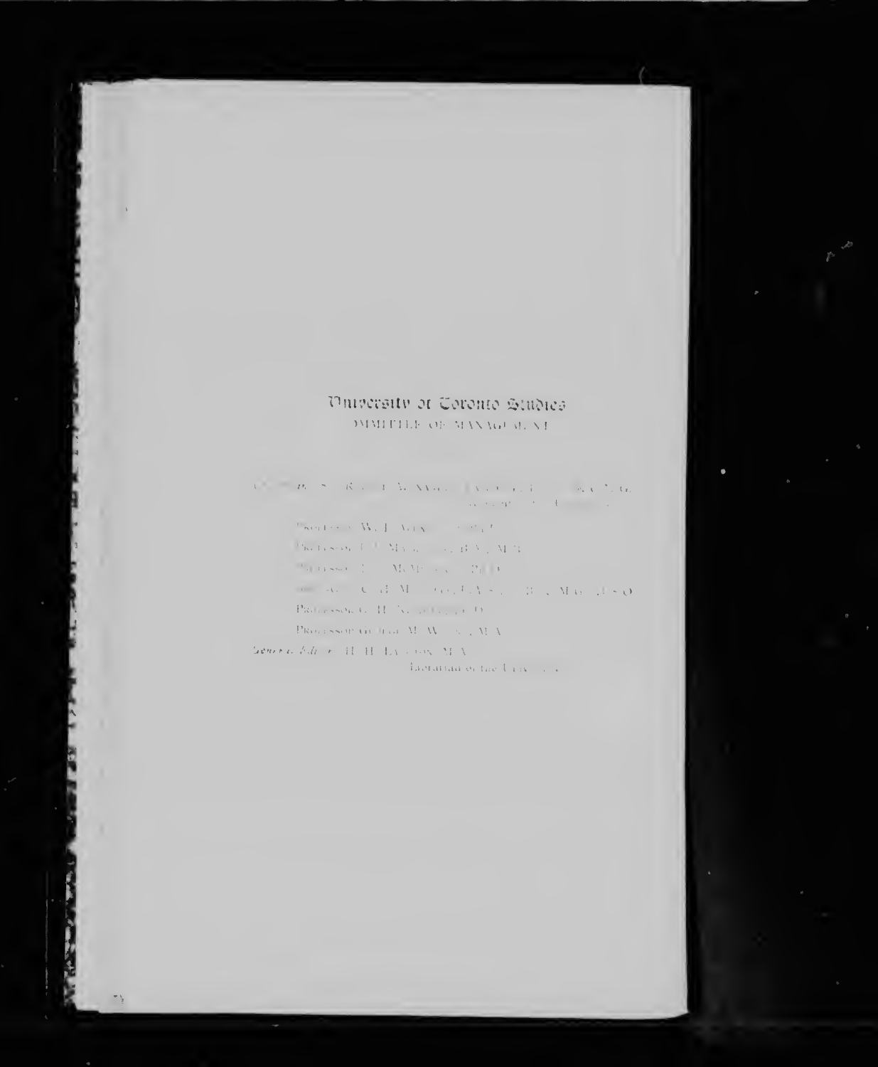# University of Toronto Studies

## COMMITTEE OF MANAGEMENT

*Chairman*: SIR ROBERT ALEXANDER FALCONER, LL.D., K.C.M.G.
President of the University

PROFESSOR W. J. ALEXANDER, PH.D.

PROFESSOR J. J. MACKENZIE, B.A., M.B.

PROFESSOR J. P. MCMURRICH, PH.D.

BRIG.-GEN. C. H. MITCHELL, B.A.Sc., C.B., C.M.G., D.S.O.

PROFESSOR G. H. NEEDLER, PH.D.

PROFESSOR GEORGE M. WRONG, M.A.

*General Editor*: H. H. LANGTON, M.A.
Librarian of the University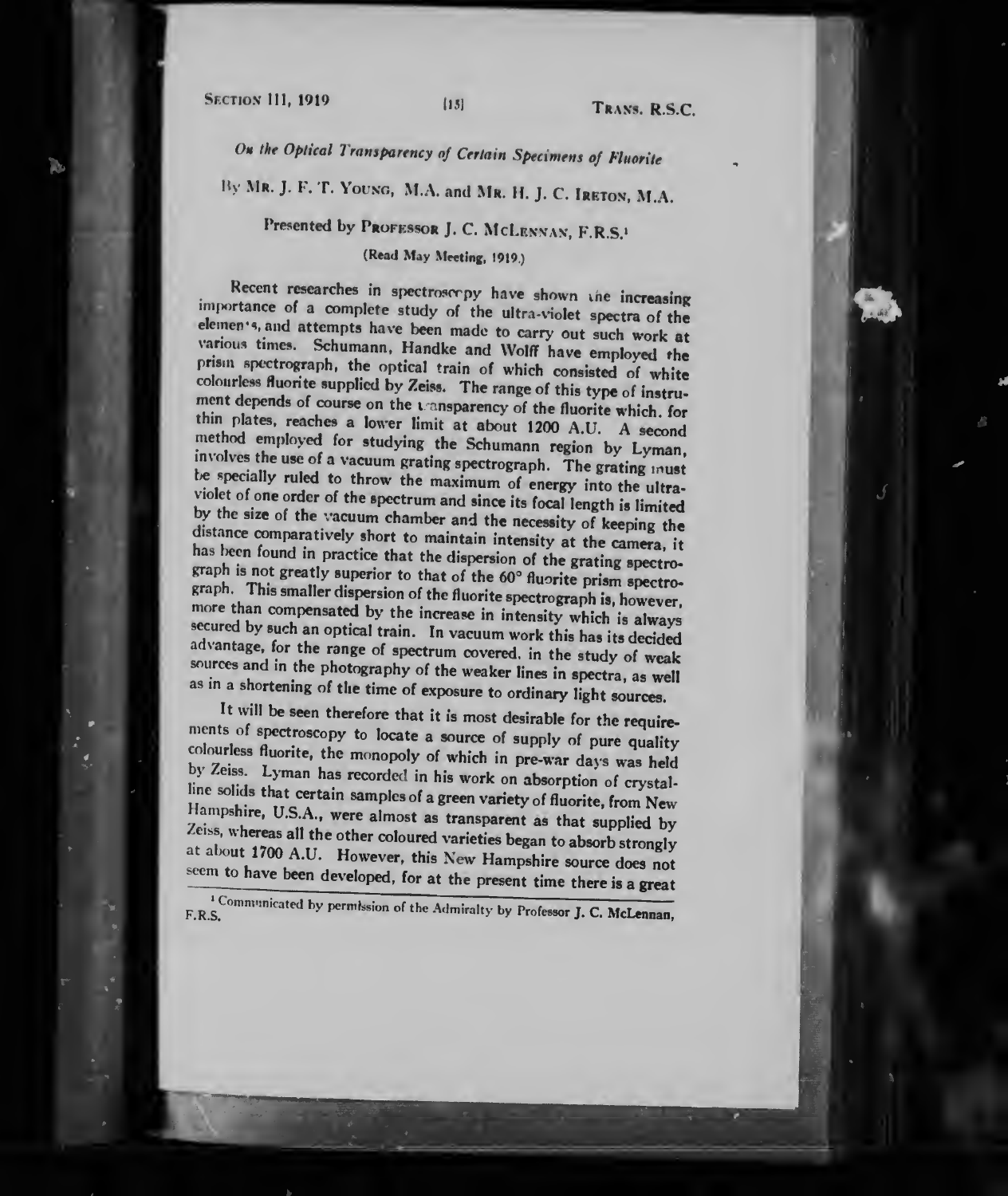# *On the Optical Transparency of Certain Specimens of Fluorite*

By Mr. J. F. T. Young, M.A. and Mr. H. J. C. Ireton, M.A.

Presented by Professor J. C. McLennan, F.R.S.[1]

(Read May Meeting, 1919.)

Recent researches in spectroscopy have shown the increasing importance of a complete study of the ultra-violet spectra of the elements, and attempts have been made to carry out such work at various times. Schumann, Handke and Wolff have employed the prism spectrograph, the optical train of which consisted of white colourless fluorite supplied by Zeiss. The range of this type of instrument depends of course on the transparency of the fluorite which, for thin plates, reaches a lower limit at about 1200 A.U. A second method employed for studying the Schumann region by Lyman, involves the use of a vacuum grating spectrograph. The grating must be specially ruled to throw the maximum of energy into the ultra-violet of one order of the spectrum and since its focal length is limited by the size of the vacuum chamber and the necessity of keeping the distance comparatively short to maintain intensity at the camera, it has been found in practice that the dispersion of the grating spectrograph is not greatly superior to that of the 60° fluorite prism spectrograph. This smaller dispersion of the fluorite spectrograph is, however, more than compensated by the increase in intensity which is always secured by such an optical train. In vacuum work this has its decided advantage, for the range of spectrum covered, in the study of weak sources and in the photography of the weaker lines in spectra, as well as in a shortening of the time of exposure to ordinary light sources.

It will be seen therefore that it is most desirable for the requirements of spectroscopy to locate a source of supply of pure quality colourless fluorite, the monopoly of which in pre-war days was held by Zeiss. Lyman has recorded in his work on absorption of crystalline solids that certain samples of a green variety of fluorite, from New Hampshire, U.S.A., were almost as transparent as that supplied by Zeiss, whereas all the other coloured varieties began to absorb strongly at about 1700 A.U. However, this New Hampshire source does not seem to have been developed, for at the present time there is a great

[1] Communicated by permission of the Admiralty by Professor J. C. McLennan, F.R.S.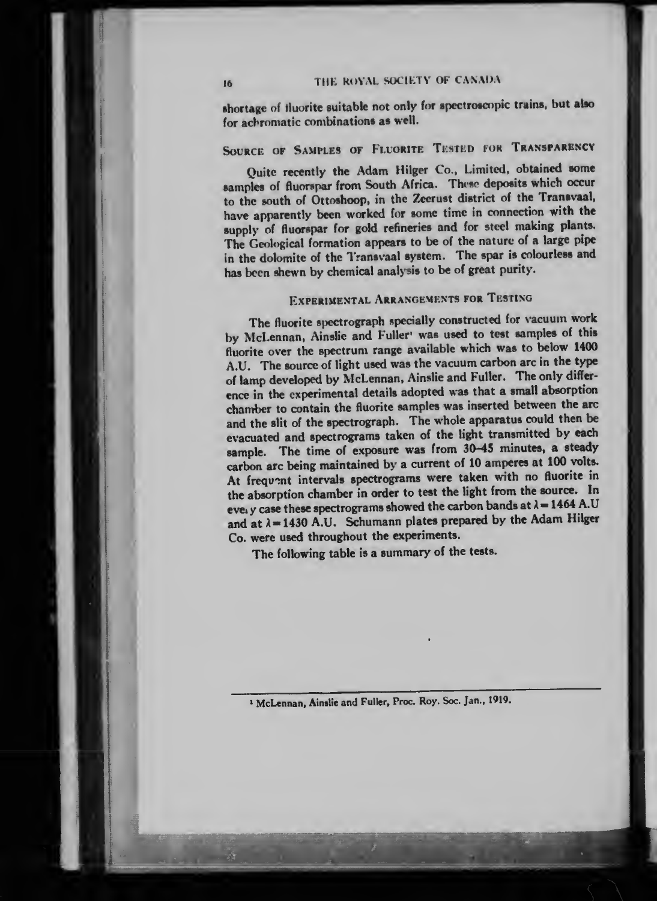shortage of fluorite suitable not only for spectroscopic trains, but also for achromatic combinations as well.

## Source of Samples of Fluorite Tested for Transparency

Quite recently the Adam Hilger Co., Limited, obtained some samples of fluorspar from South Africa. These deposits which occur to the south of Ottoshoop, in the Zeerust district of the Transvaal, have apparently been worked for some time in connection with the supply of fluorspar for gold refineries and for steel making plants. The Geological formation appears to be of the nature of a large pipe in the dolomite of the Transvaal system. The spar is colourless and has been shewn by chemical analysis to be of great purity.

## Experimental Arrangements for Testing

The fluorite spectrograph specially constructed for vacuum work by McLennan, Ainslie and Fuller[1] was used to test samples of this fluorite over the spectrum range available which was to below 1400 A.U. The source of light used was the vacuum carbon arc in the type of lamp developed by McLennan, Ainslie and Fuller. The only difference in the experimental details adopted was that a small absorption chamber to contain the fluorite samples was inserted between the arc and the slit of the spectrograph. The whole apparatus could then be evacuated and spectrograms taken of the light transmitted by each sample. The time of exposure was from 30–45 minutes, a steady carbon arc being maintained by a current of 10 amperes at 100 volts. At frequent intervals spectrograms were taken with no fluorite in the absorption chamber in order to test the light from the source. In every case these spectrograms showed the carbon bands at $\lambda = 1464$ A.U and at $\lambda = 1430$ A.U. Schumann plates prepared by the Adam Hilger Co. were used throughout the experiments.

The following table is a summary of the tests.

[1] McLennan, Ainslie and Fuller, Proc. Roy. Soc. Jan., 1919.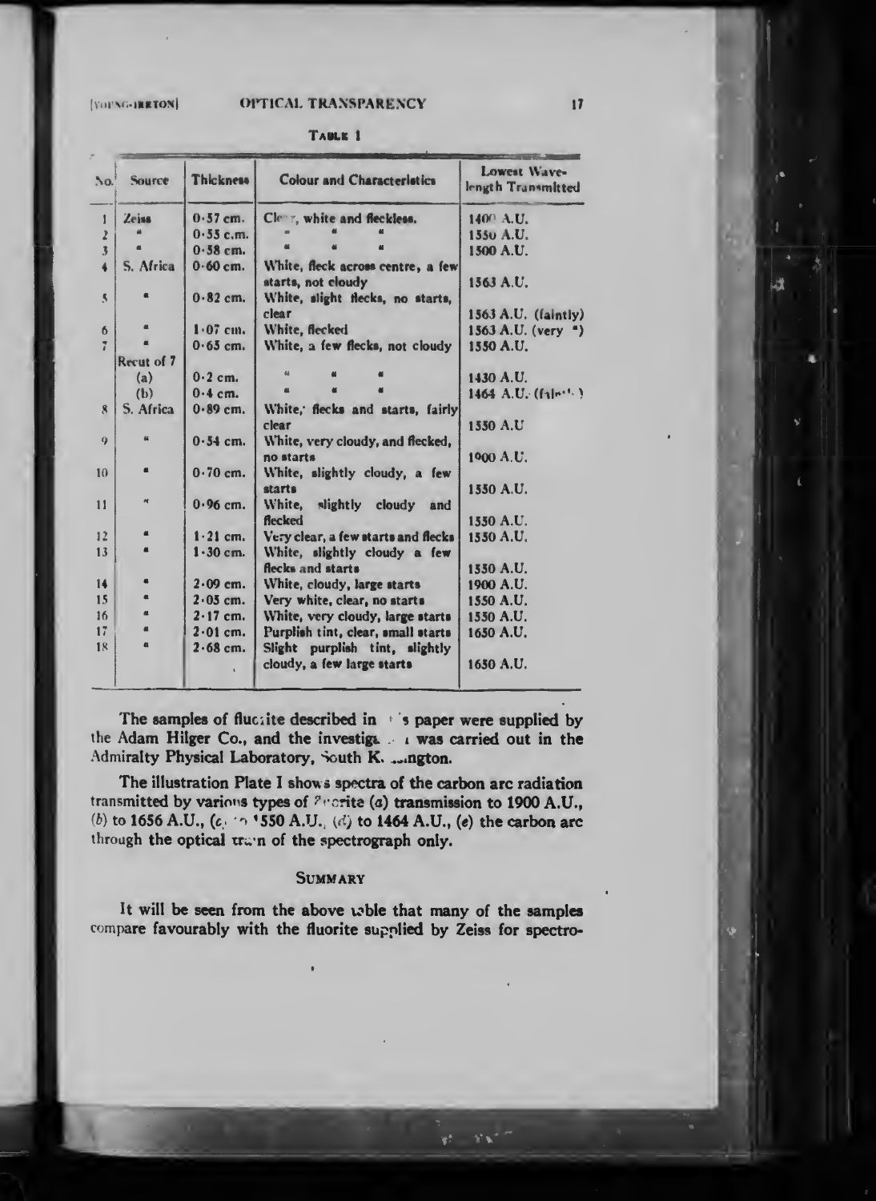TABLE 1

| No. | Source | Thickness | Colour and Characteristics | Lowest Wave-length Transmitted |
|---|---|---|---|---|
| 1 | Zeiss | 0·57 cm. | Clear, white and fleckless. | 1400 A.U. |
| 2 | " | 0·55 c.m. | " " " | 1550 A.U. |
| 3 | " | 0·58 cm. | " " " | 1500 A.U. |
| 4 | S. Africa | 0·60 cm. | White, fleck across centre, a few starts, not cloudy | 1563 A.U. |
| 5 | " | 0·82 cm. | White, slight flecks, no starts, clear | 1563 A.U. (faintly) |
| 6 | " | 1·07 cm. | White, flecked | 1563 A.U. (very ") |
| 7 | " | 0·65 cm. | White, a few flecks, not cloudy | 1550 A.U. |
| | Recut of 7 | | | |
| | (a) | 0·2 cm. | " " " | 1430 A.U. |
| | (b) | 0·4 cm. | " " " | 1464 A.U. (faintly) |
| 8 | S. Africa | 0·89 cm. | White, flecks and starts, fairly clear | 1550 A.U |
| 9 | " | 0·54 cm. | White, very cloudy, and flecked, no starts | 1900 A.U. |
| 10 | " | 0·70 cm. | White, slightly cloudy, a few starts | 1550 A.U. |
| 11 | " | 0·96 cm. | White, slightly cloudy and flecked | 1550 A.U. |
| 12 | " | 1·21 cm. | Very clear, a few starts and flecks | 1550 A.U. |
| 13 | " | 1·30 cm. | White, slightly cloudy a few flecks and starts | 1550 A.U. |
| 14 | " | 2·09 cm. | White, cloudy, large starts | 1900 A.U. |
| 15 | " | 2·05 cm. | Very white, clear, no starts | 1550 A.U. |
| 16 | " | 2·17 cm. | White, very cloudy, large starts | 1550 A.U. |
| 17 | " | 2·01 cm. | Purplish tint, clear, small starts | 1650 A.U. |
| 18 | " | 2·68 cm. | Slight purplish tint, slightly cloudy, a few large starts | 1650 A.U. |

The samples of fluorite described in this paper were supplied by the Adam Hilger Co., and the investigation was carried out in the Admiralty Physical Laboratory, South Kensington.

The illustration Plate I shows spectra of the carbon arc radiation transmitted by various types of fluorite (*a*) transmission to 1900 A.U., (*b*) to 1656 A.U., (*c*) to 1550 A.U., (*d*) to 1464 A.U., (*e*) the carbon arc through the optical train of the spectrograph only.

## SUMMARY

It will be seen from the above table that many of the samples compare favourably with the fluorite supplied by Zeiss for spectro-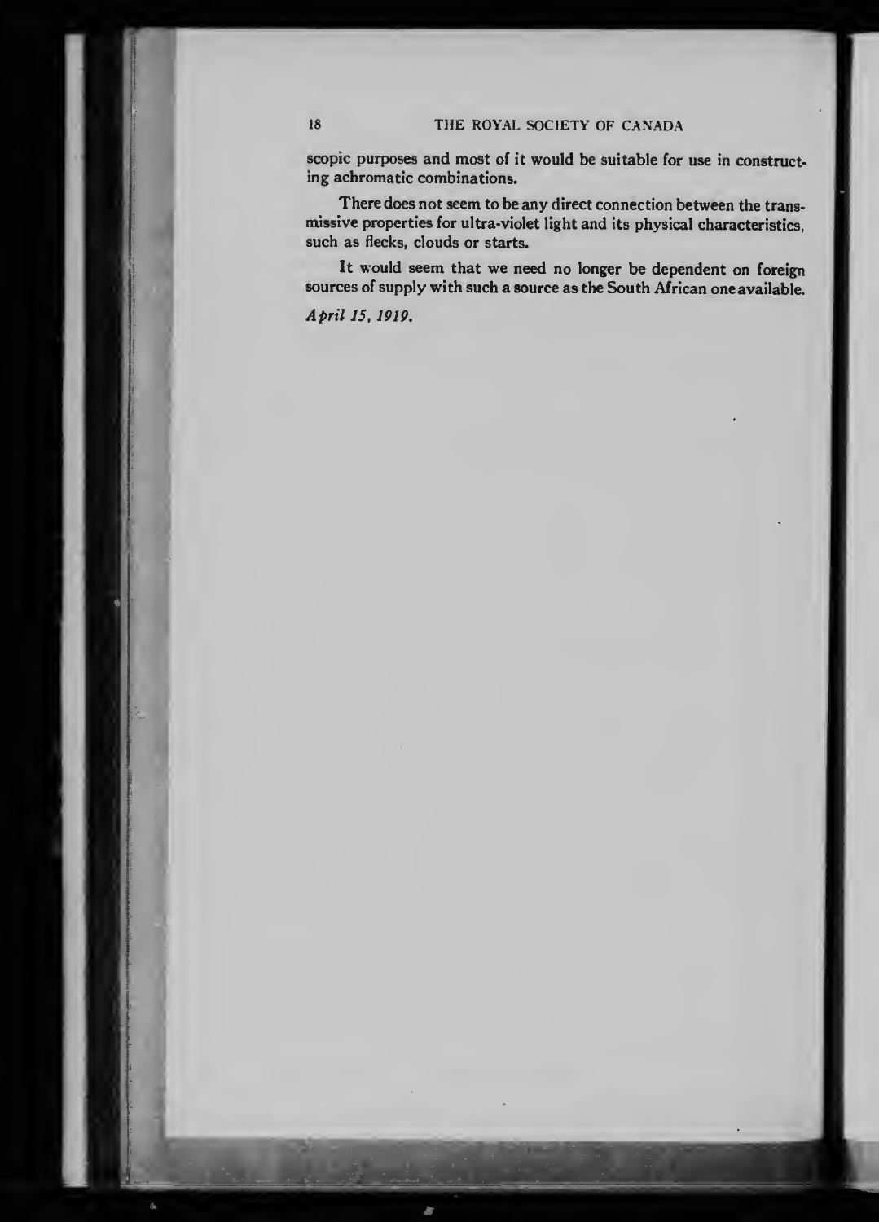scopic purposes and most of it would be suitable for use in constructing achromatic combinations.

There does not seem to be any direct connection between the transmissive properties for ultra-violet light and its physical characteristics, such as flecks, clouds or starts.

It would seem that we need no longer be dependent on foreign sources of supply with such a source as the South African one available.

*April 15, 1919.*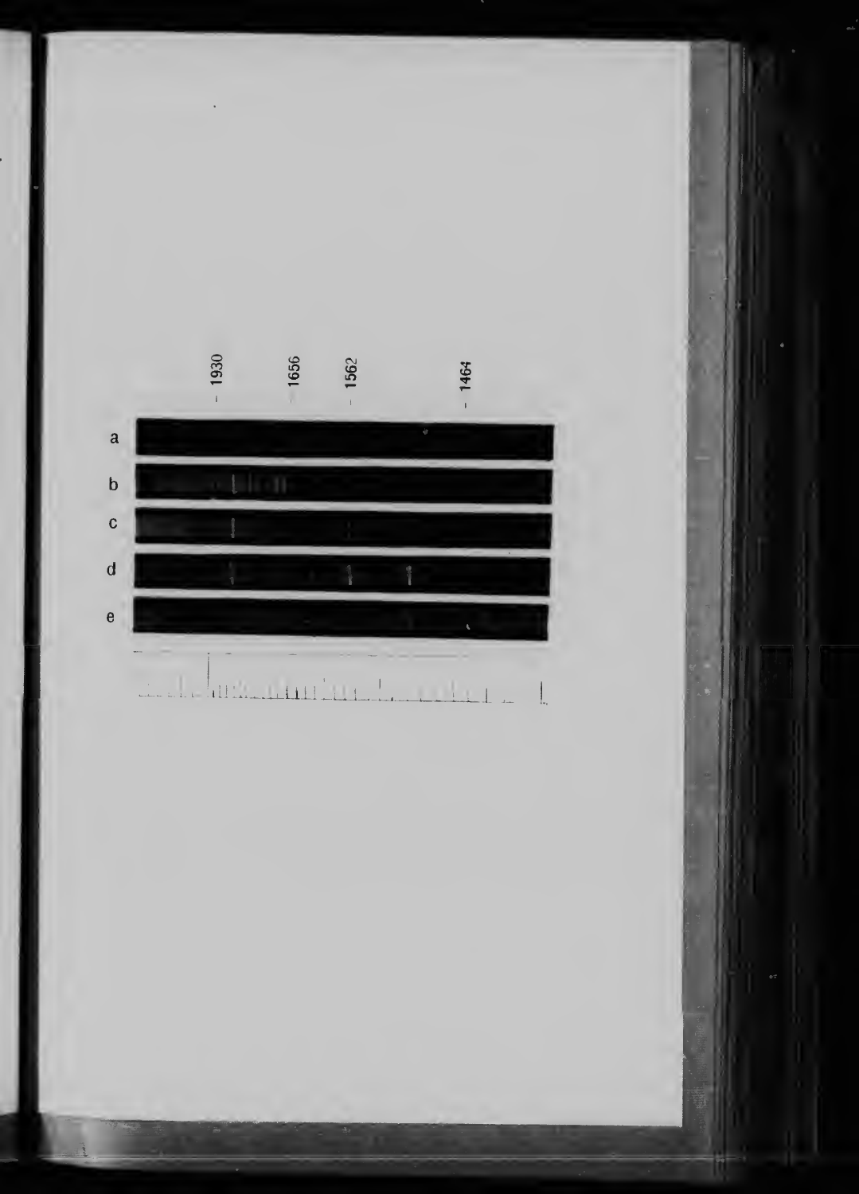1930

1656

1562

1464

a

b

c

d

e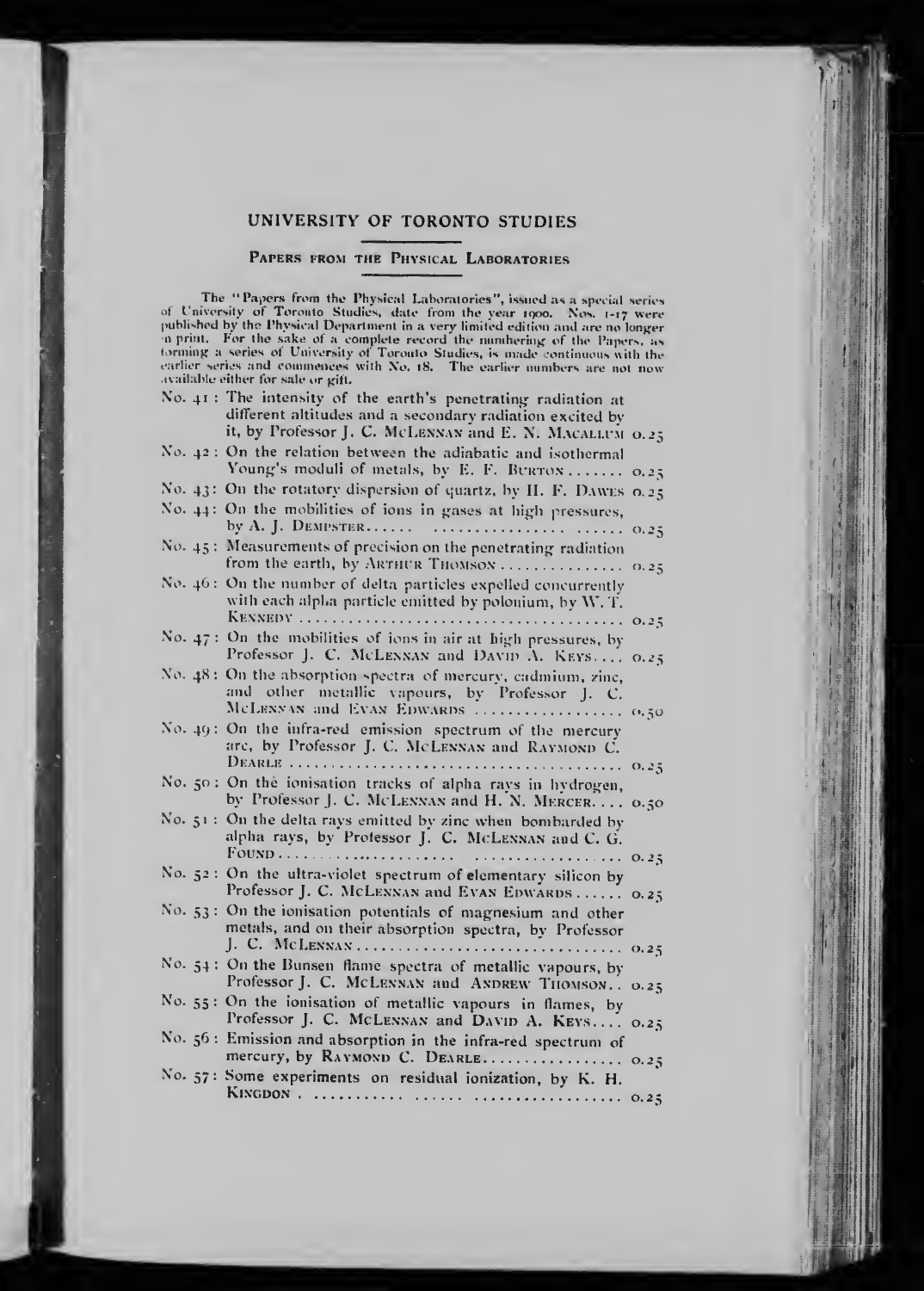# UNIVERSITY OF TORONTO STUDIES

## Papers from the Physical Laboratories

The "Papers from the Physical Laboratories", issued as a special series of University of Toronto Studies, date from the year 1900. Nos. 1-17 were published by the Physical Department in a very limited edition and are no longer in print. For the sake of a complete record the numbering of the Papers, as forming a series of University of Toronto Studies, is made continuous with the earlier series and commences with No. 18. The earlier numbers are not now available either for sale or gift.

No. 41: The intensity of the earth's penetrating radiation at different altitudes and a secondary radiation excited by it, by Professor J. C. McLennan and E. N. Macallum 0.25

No. 42: On the relation between the adiabatic and isothermal Young's moduli of metals, by E. F. Burton ....... 0.25

No. 43: On the rotatory dispersion of quartz, by H. F. Dawes 0.25

No. 44: On the mobilities of ions in gases at high pressures, by A. J. Dempster...... .................. ...... 0.25

No. 45: Measurements of precision on the penetrating radiation from the earth, by Arthur Thomson ............... 0.25

No. 46: On the number of delta particles expelled concurrently with each alpha particle emitted by polonium, by W. T. Kennedy ....................................... 0.25

No. 47: On the mobilities of ions in air at high pressures, by Professor J. C. McLennan and David A. Keys.... 0.25

No. 48: On the absorption spectra of mercury, cadmium, zinc, and other metallic vapours, by Professor J. C. McLennan and Evan Edwards .................. 0.50

No. 49: On the infra-red emission spectrum of the mercury arc, by Professor J. C. McLennan and Raymond C. Dearle ........................................ 0.25

No. 50: On the ionisation tracks of alpha rays in hydrogen, by Professor J. C. McLennan and H. N. Mercer.... 0.50

No. 51: On the delta rays emitted by zinc when bombarded by alpha rays, by Professor J. C. McLennan and C. G. Found .................... .................. 0.25

No. 52: On the ultra-violet spectrum of elementary silicon by Professor J. C. McLennan and Evan Edwards ...... 0.25

No. 53: On the ionisation potentials of magnesium and other metals, and on their absorption spectra, by Professor J. C. McLennan................................ 0.25

No. 54: On the Bunsen flame spectra of metallic vapours, by Professor J. C. McLennan and Andrew Thomson.. 0.25

No. 55: On the ionisation of metallic vapours in flames, by Professor J. C. McLennan and David A. Keys.... 0.25

No. 56: Emission and absorption in the infra-red spectrum of mercury, by Raymond C. Dearle................. 0.25

No. 57: Some experiments on residual ionization, by K. H. Kingdon . ........... ...... .................. 0.25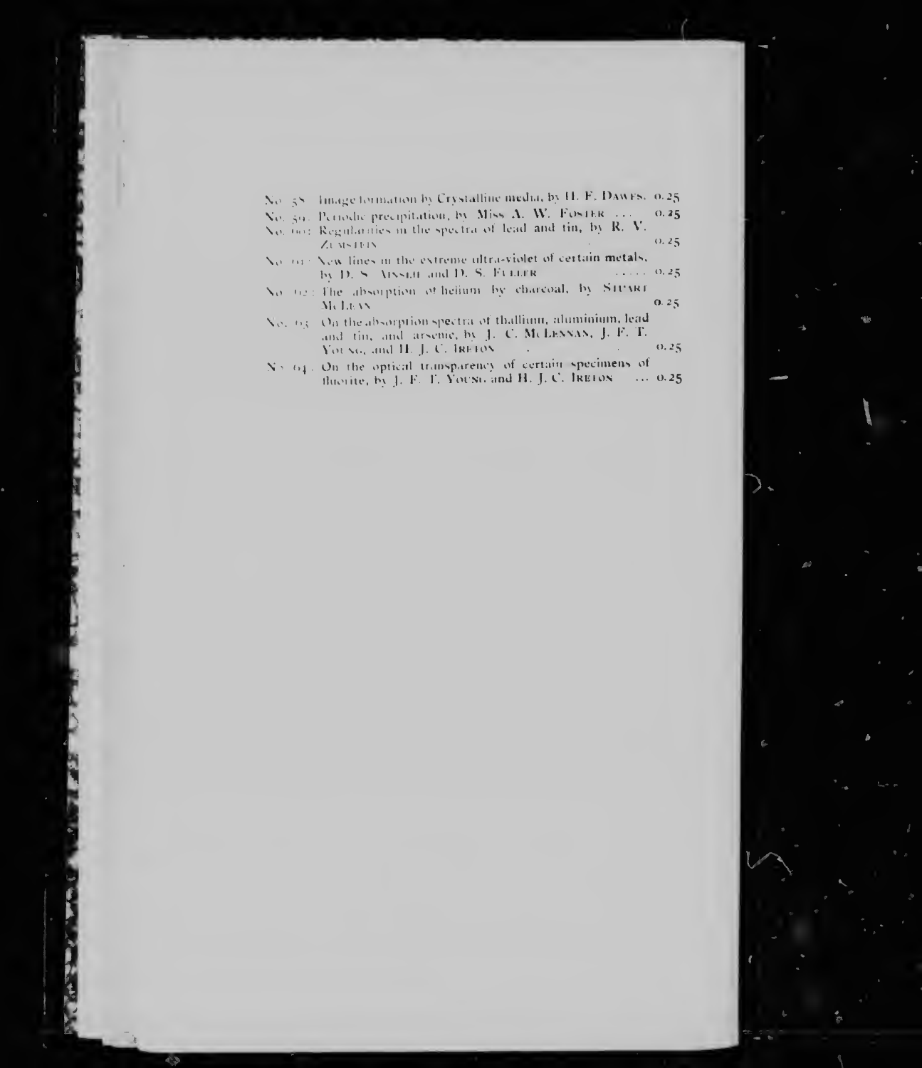No. 58. Image formation by Crystalline media, by H. F. DAWES. 0.25

No. 59. Periodic precipitation, by Miss A. W. FOSTER ... 0.25

No. 60. Regularities in the spectra of lead and tin, by R. V. ZUMSTEIN 0.25

No. 61. New lines in the extreme ultra-violet of certain metals, by D. S. AINSLIE and D. S. FULLER ..... 0.25

No. 62. The absorption of helium by charcoal, by STUART MCLEAN 0.25

No. 63. On the absorption spectra of thallium, aluminium, lead and tin, and arsenic, by J. C. MCLENNAN, J. F. T. YOUNG, and H. J. C. IRETON 0.25

No. 64. On the optical transparency of certain specimens of fluorite, by J. F. T. YOUNG and H. J. C. IRETON ... 0.25